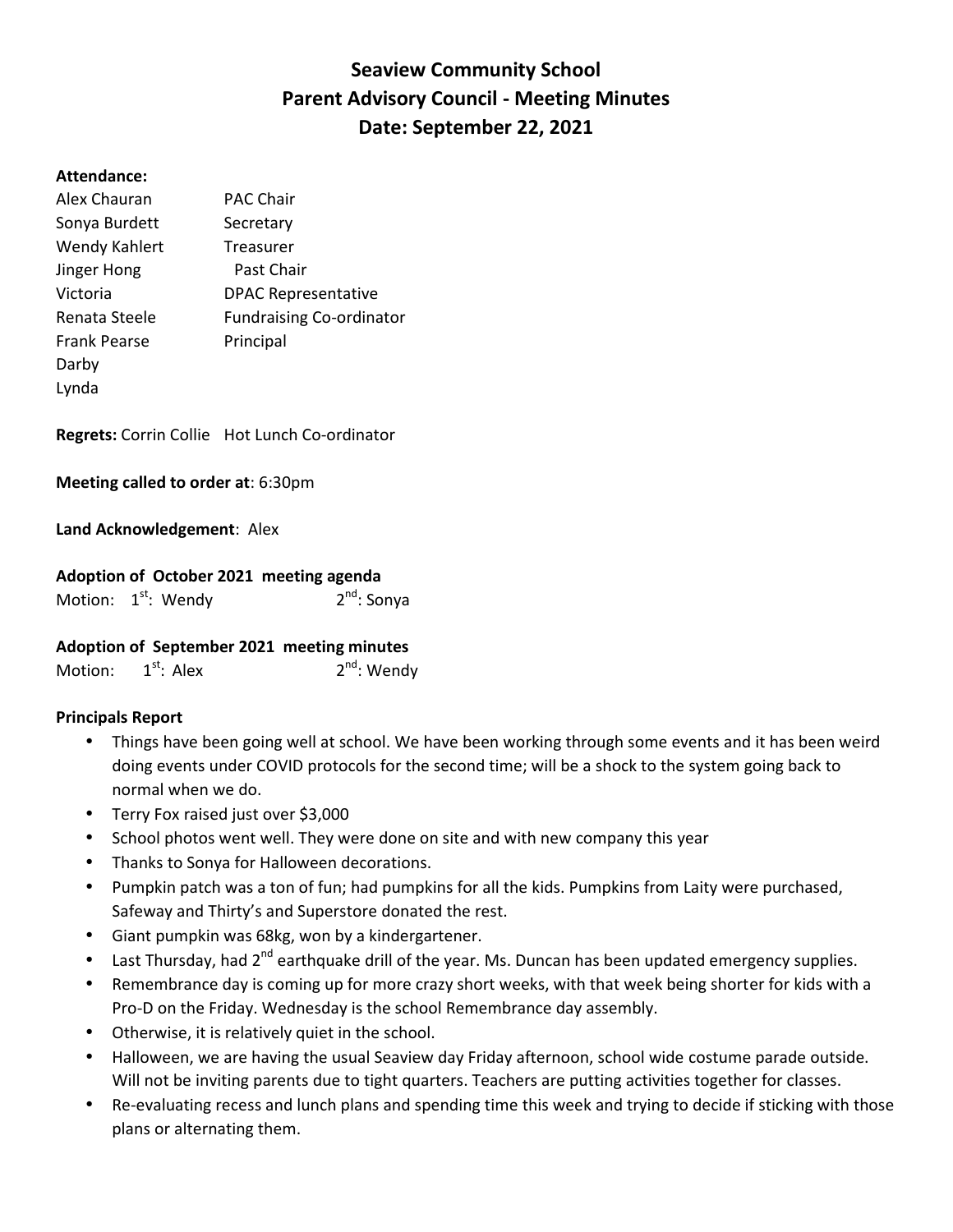# Seaview Community School
## Parent Advisory Council - Meeting Minutes
## Date: September 22, 2021

**Attendance:**

| | |
|---|---|
| Alex Chauran | PAC Chair |
| Sonya Burdett | Secretary |
| Wendy Kahlert | Treasurer |
| Jinger Hong | Past Chair |
| Victoria | DPAC Representative |
| Renata Steele | Fundraising Co-ordinator |
| Frank Pearse | Principal |
| Darby | |
| Lynda | |

**Regrets:** Corrin Collie Hot Lunch Co-ordinator

**Meeting called to order at**: 6:30pm

**Land Acknowledgement**: Alex

**Adoption of October 2021 meeting agenda**
Motion: 1st: Wendy 2nd: Sonya

**Adoption of September 2021 meeting minutes**
Motion: 1st: Alex 2nd: Wendy

**Principals Report**

- Things have been going well at school. We have been working through some events and it has been weird doing events under COVID protocols for the second time; will be a shock to the system going back to normal when we do.
- Terry Fox raised just over $3,000
- School photos went well. They were done on site and with new company this year
- Thanks to Sonya for Halloween decorations.
- Pumpkin patch was a ton of fun; had pumpkins for all the kids. Pumpkins from Laity were purchased, Safeway and Thirty's and Superstore donated the rest.
- Giant pumpkin was 68kg, won by a kindergartener.
- Last Thursday, had 2nd earthquake drill of the year. Ms. Duncan has been updated emergency supplies.
- Remembrance day is coming up for more crazy short weeks, with that week being shorter for kids with a Pro-D on the Friday. Wednesday is the school Remembrance day assembly.
- Otherwise, it is relatively quiet in the school.
- Halloween, we are having the usual Seaview day Friday afternoon, school wide costume parade outside. Will not be inviting parents due to tight quarters. Teachers are putting activities together for classes.
- Re-evaluating recess and lunch plans and spending time this week and trying to decide if sticking with those plans or alternating them.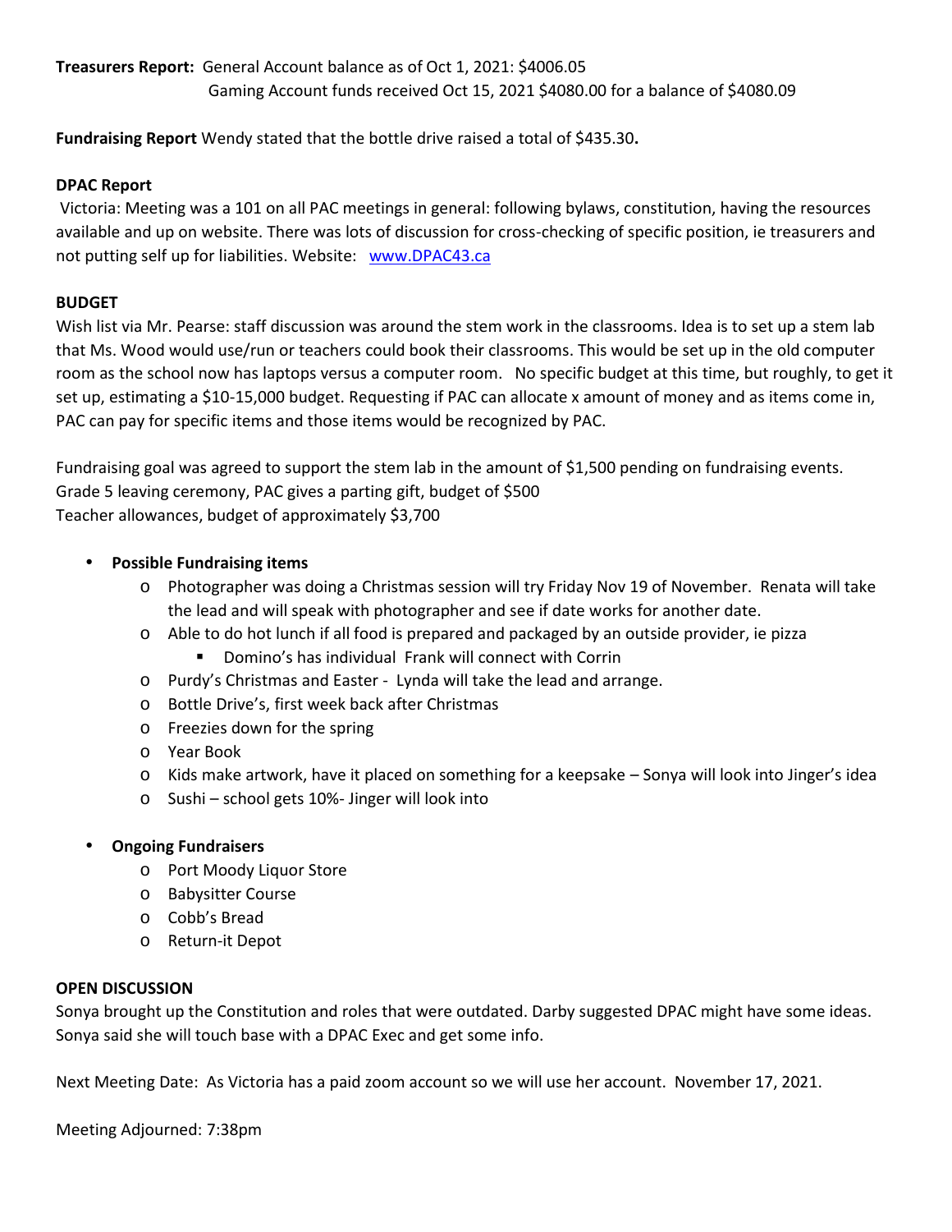**Treasurers Report:** General Account balance as of Oct 1, 2021: $4006.05
Gaming Account funds received Oct 15, 2021 $4080.00 for a balance of $4080.09

**Fundraising Report** Wendy stated that the bottle drive raised a total of $435.30**.**

**DPAC Report**

Victoria: Meeting was a 101 on all PAC meetings in general: following bylaws, constitution, having the resources available and up on website. There was lots of discussion for cross-checking of specific position, ie treasurers and not putting self up for liabilities. Website: [www.DPAC43.ca](www.DPAC43.ca)

**BUDGET**

Wish list via Mr. Pearse: staff discussion was around the stem work in the classrooms. Idea is to set up a stem lab that Ms. Wood would use/run or teachers could book their classrooms. This would be set up in the old computer room as the school now has laptops versus a computer room. No specific budget at this time, but roughly, to get it set up, estimating a $10-15,000 budget. Requesting if PAC can allocate x amount of money and as items come in, PAC can pay for specific items and those items would be recognized by PAC.

Fundraising goal was agreed to support the stem lab in the amount of $1,500 pending on fundraising events.
Grade 5 leaving ceremony, PAC gives a parting gift, budget of $500
Teacher allowances, budget of approximately $3,700

- **Possible Fundraising items**
  - Photographer was doing a Christmas session will try Friday Nov 19 of November. Renata will take the lead and will speak with photographer and see if date works for another date.
  - Able to do hot lunch if all food is prepared and packaged by an outside provider, ie pizza
    - Domino's has individual Frank will connect with Corrin
  - Purdy's Christmas and Easter - Lynda will take the lead and arrange.
  - Bottle Drive's, first week back after Christmas
  - Freezies down for the spring
  - Year Book
  - Kids make artwork, have it placed on something for a keepsake – Sonya will look into Jinger's idea
  - Sushi – school gets 10%- Jinger will look into

- **Ongoing Fundraisers**
  - Port Moody Liquor Store
  - Babysitter Course
  - Cobb's Bread
  - Return-it Depot

**OPEN DISCUSSION**

Sonya brought up the Constitution and roles that were outdated. Darby suggested DPAC might have some ideas. Sonya said she will touch base with a DPAC Exec and get some info.

Next Meeting Date: As Victoria has a paid zoom account so we will use her account. November 17, 2021.

Meeting Adjourned: 7:38pm